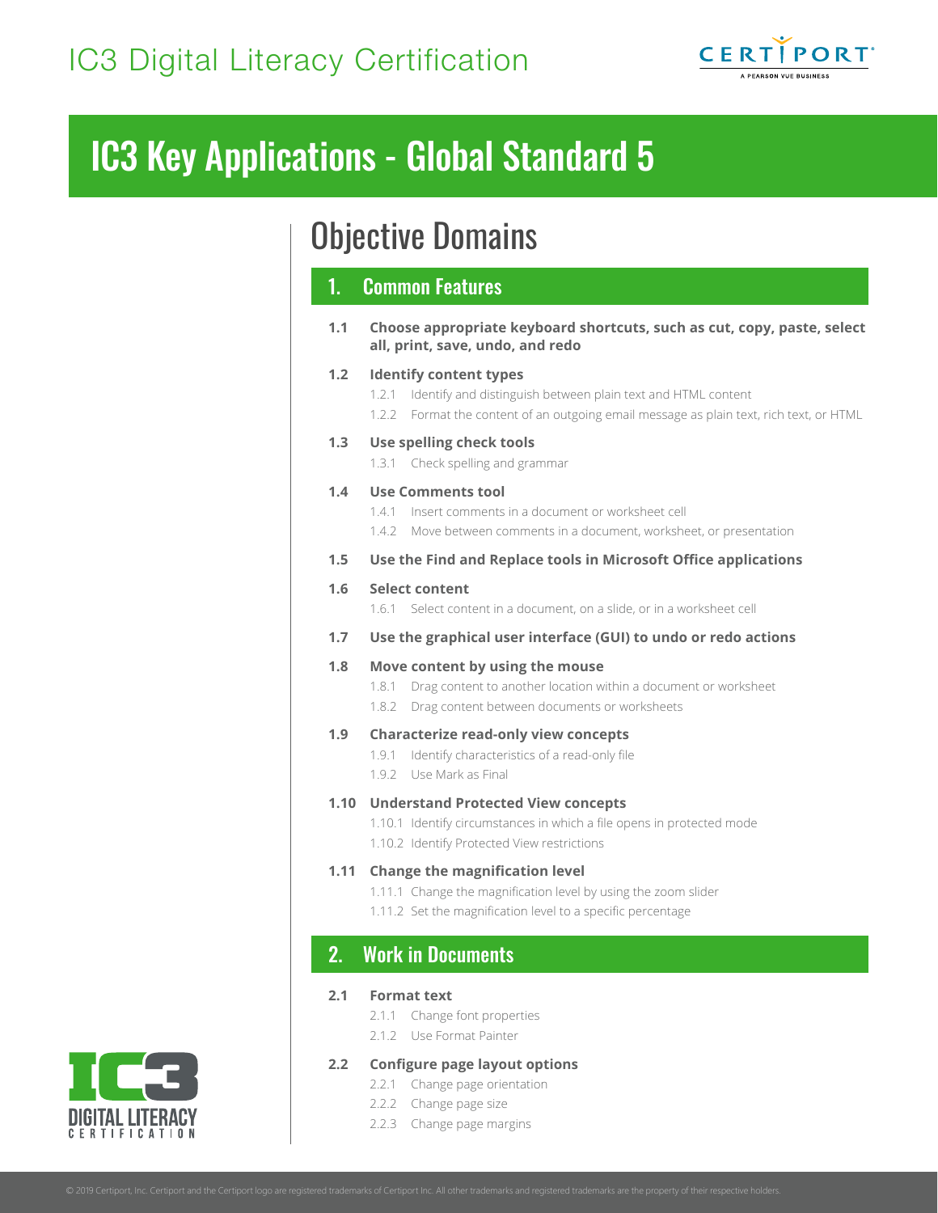# IC3 Digital Literacy Certification

# IC3 Key Applications - Global Standard 5

## Objective Domains

### 1. Common Features

**1.1 Choose appropriate keyboard shortcuts, such as cut, copy, paste, select all, print, save, undo, and redo**

**1.2 Identify content types**

- 1.2.1 Identify and distinguish between plain text and HTML content
- 1.2.2 Format the content of an outgoing email message as plain text, rich text, or HTML

**1.3 Use spelling check tools**

- 1.3.1 Check spelling and grammar

**1.4 Use Comments tool**

- 1.4.1 Insert comments in a document or worksheet cell
- 1.4.2 Move between comments in a document, worksheet, or presentation

**1.5 Use the Find and Replace tools in Microsoft Office applications**

**1.6 Select content**

- 1.6.1 Select content in a document, on a slide, or in a worksheet cell

**1.7 Use the graphical user interface (GUI) to undo or redo actions**

**1.8 Move content by using the mouse**

- 1.8.1 Drag content to another location within a document or worksheet
- 1.8.2 Drag content between documents or worksheets

**1.9 Characterize read-only view concepts**

- 1.9.1 Identify characteristics of a read-only file
- 1.9.2 Use Mark as Final

**1.10 Understand Protected View concepts**

- 1.10.1 Identify circumstances in which a file opens in protected mode
- 1.10.2 Identify Protected View restrictions

**1.11 Change the magnification level**

- 1.11.1 Change the magnification level by using the zoom slider
- 1.11.2 Set the magnification level to a specific percentage

### 2. Work in Documents

**2.1 Format text**

- 2.1.1 Change font properties
- 2.1.2 Use Format Painter

**2.2 Configure page layout options**

- 2.2.1 Change page orientation
- 2.2.2 Change page size
- 2.2.3 Change page margins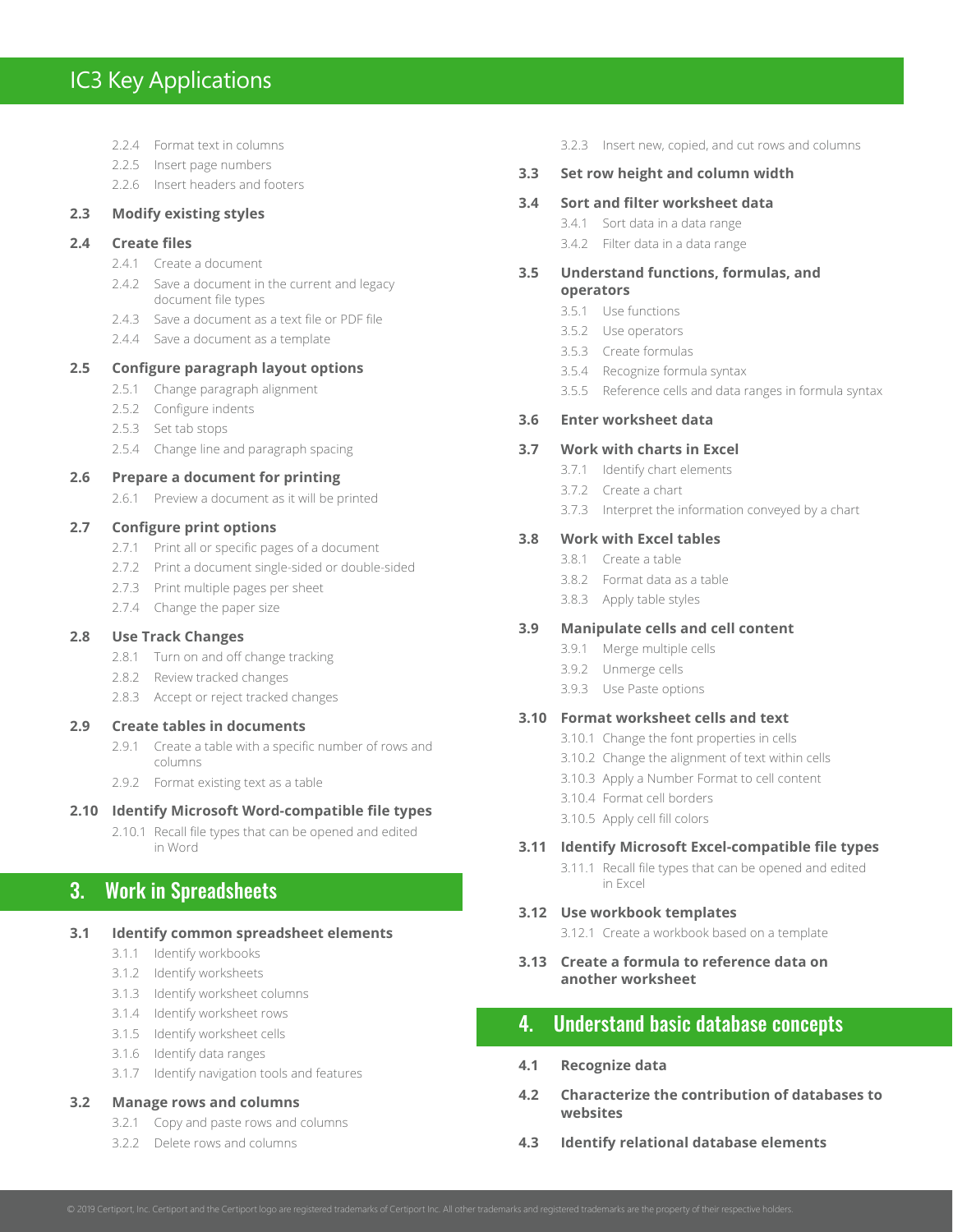- 2.2.4 Format text in columns
- 2.2.5 Insert page numbers
- 2.2.6 Insert headers and footers

### 2.3 Modify existing styles

### 2.4 Create files

- 2.4.1 Create a document
- 2.4.2 Save a document in the current and legacy document file types
- 2.4.3 Save a document as a text file or PDF file
- 2.4.4 Save a document as a template

### 2.5 Configure paragraph layout options

- 2.5.1 Change paragraph alignment
- 2.5.2 Configure indents
- 2.5.3 Set tab stops
- 2.5.4 Change line and paragraph spacing

### 2.6 Prepare a document for printing

- 2.6.1 Preview a document as it will be printed

### 2.7 Configure print options

- 2.7.1 Print all or specific pages of a document
- 2.7.2 Print a document single-sided or double-sided
- 2.7.3 Print multiple pages per sheet
- 2.7.4 Change the paper size

### 2.8 Use Track Changes

- 2.8.1 Turn on and off change tracking
- 2.8.2 Review tracked changes
- 2.8.3 Accept or reject tracked changes

### 2.9 Create tables in documents

- 2.9.1 Create a table with a specific number of rows and columns
- 2.9.2 Format existing text as a table

### 2.10 Identify Microsoft Word-compatible file types

- 2.10.1 Recall file types that can be opened and edited in Word

## 3. Work in Spreadsheets

### 3.1 Identify common spreadsheet elements

- 3.1.1 Identify workbooks
- 3.1.2 Identify worksheets
- 3.1.3 Identify worksheet columns
- 3.1.4 Identify worksheet rows
- 3.1.5 Identify worksheet cells
- 3.1.6 Identify data ranges
- 3.1.7 Identify navigation tools and features

### 3.2 Manage rows and columns

- 3.2.1 Copy and paste rows and columns
- 3.2.2 Delete rows and columns
- 3.2.3 Insert new, copied, and cut rows and columns

### 3.3 Set row height and column width

### 3.4 Sort and filter worksheet data

- 3.4.1 Sort data in a data range
- 3.4.2 Filter data in a data range

### 3.5 Understand functions, formulas, and operators

- 3.5.1 Use functions
- 3.5.2 Use operators
- 3.5.3 Create formulas
- 3.5.4 Recognize formula syntax
- 3.5.5 Reference cells and data ranges in formula syntax

### 3.6 Enter worksheet data

### 3.7 Work with charts in Excel

- 3.7.1 Identify chart elements
- 3.7.2 Create a chart
- 3.7.3 Interpret the information conveyed by a chart

### 3.8 Work with Excel tables

- 3.8.1 Create a table
- 3.8.2 Format data as a table
- 3.8.3 Apply table styles

### 3.9 Manipulate cells and cell content

- 3.9.1 Merge multiple cells
- 3.9.2 Unmerge cells
- 3.9.3 Use Paste options

### 3.10 Format worksheet cells and text

- 3.10.1 Change the font properties in cells
- 3.10.2 Change the alignment of text within cells
- 3.10.3 Apply a Number Format to cell content
- 3.10.4 Format cell borders
- 3.10.5 Apply cell fill colors

### 3.11 Identify Microsoft Excel-compatible file types

- 3.11.1 Recall file types that can be opened and edited in Excel

### 3.12 Use workbook templates

- 3.12.1 Create a workbook based on a template

### 3.13 Create a formula to reference data on another worksheet

## 4. Understand basic database concepts

### 4.1 Recognize data

### 4.2 Characterize the contribution of databases to websites

### 4.3 Identify relational database elements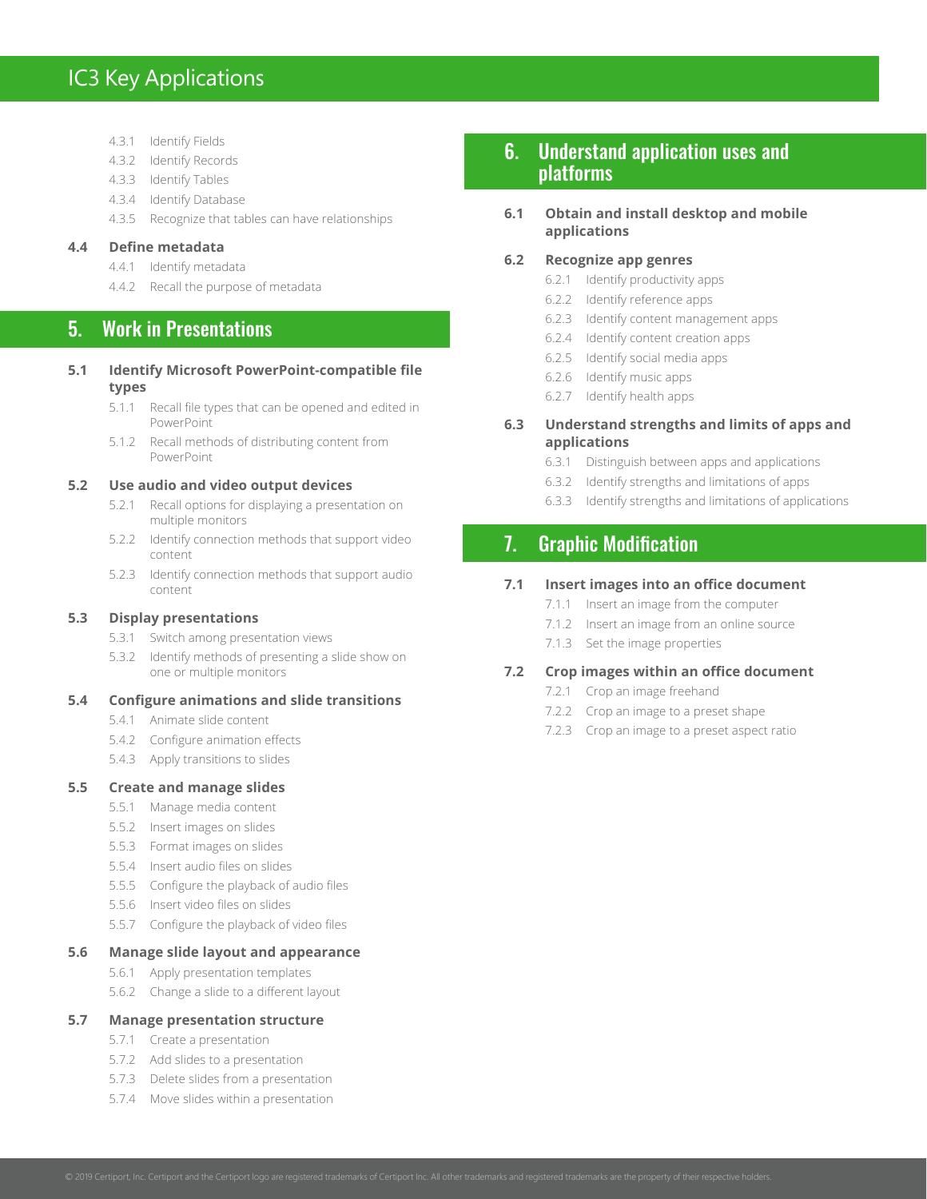4.3.1 Identify Fields
4.3.2 Identify Records
4.3.3 Identify Tables
4.3.4 Identify Database
4.3.5 Recognize that tables can have relationships

**4.4 Define metadata**

4.4.1 Identify metadata
4.4.2 Recall the purpose of metadata

## 5. Work in Presentations

**5.1 Identify Microsoft PowerPoint-compatible file types**

5.1.1 Recall file types that can be opened and edited in PowerPoint
5.1.2 Recall methods of distributing content from PowerPoint

**5.2 Use audio and video output devices**

5.2.1 Recall options for displaying a presentation on multiple monitors
5.2.2 Identify connection methods that support video content
5.2.3 Identify connection methods that support audio content

**5.3 Display presentations**

5.3.1 Switch among presentation views
5.3.2 Identify methods of presenting a slide show on one or multiple monitors

**5.4 Configure animations and slide transitions**

5.4.1 Animate slide content
5.4.2 Configure animation effects
5.4.3 Apply transitions to slides

**5.5 Create and manage slides**

5.5.1 Manage media content
5.5.2 Insert images on slides
5.5.3 Format images on slides
5.5.4 Insert audio files on slides
5.5.5 Configure the playback of audio files
5.5.6 Insert video files on slides
5.5.7 Configure the playback of video files

**5.6 Manage slide layout and appearance**

5.6.1 Apply presentation templates
5.6.2 Change a slide to a different layout

**5.7 Manage presentation structure**

5.7.1 Create a presentation
5.7.2 Add slides to a presentation
5.7.3 Delete slides from a presentation
5.7.4 Move slides within a presentation

## 6. Understand application uses and platforms

**6.1 Obtain and install desktop and mobile applications**

**6.2 Recognize app genres**

6.2.1 Identify productivity apps
6.2.2 Identify reference apps
6.2.3 Identify content management apps
6.2.4 Identify content creation apps
6.2.5 Identify social media apps
6.2.6 Identify music apps
6.2.7 Identify health apps

**6.3 Understand strengths and limits of apps and applications**

6.3.1 Distinguish between apps and applications
6.3.2 Identify strengths and limitations of apps
6.3.3 Identify strengths and limitations of applications

## 7. Graphic Modification

**7.1 Insert images into an office document**

7.1.1 Insert an image from the computer
7.1.2 Insert an image from an online source
7.1.3 Set the image properties

**7.2 Crop images within an office document**

7.2.1 Crop an image freehand
7.2.2 Crop an image to a preset shape
7.2.3 Crop an image to a preset aspect ratio